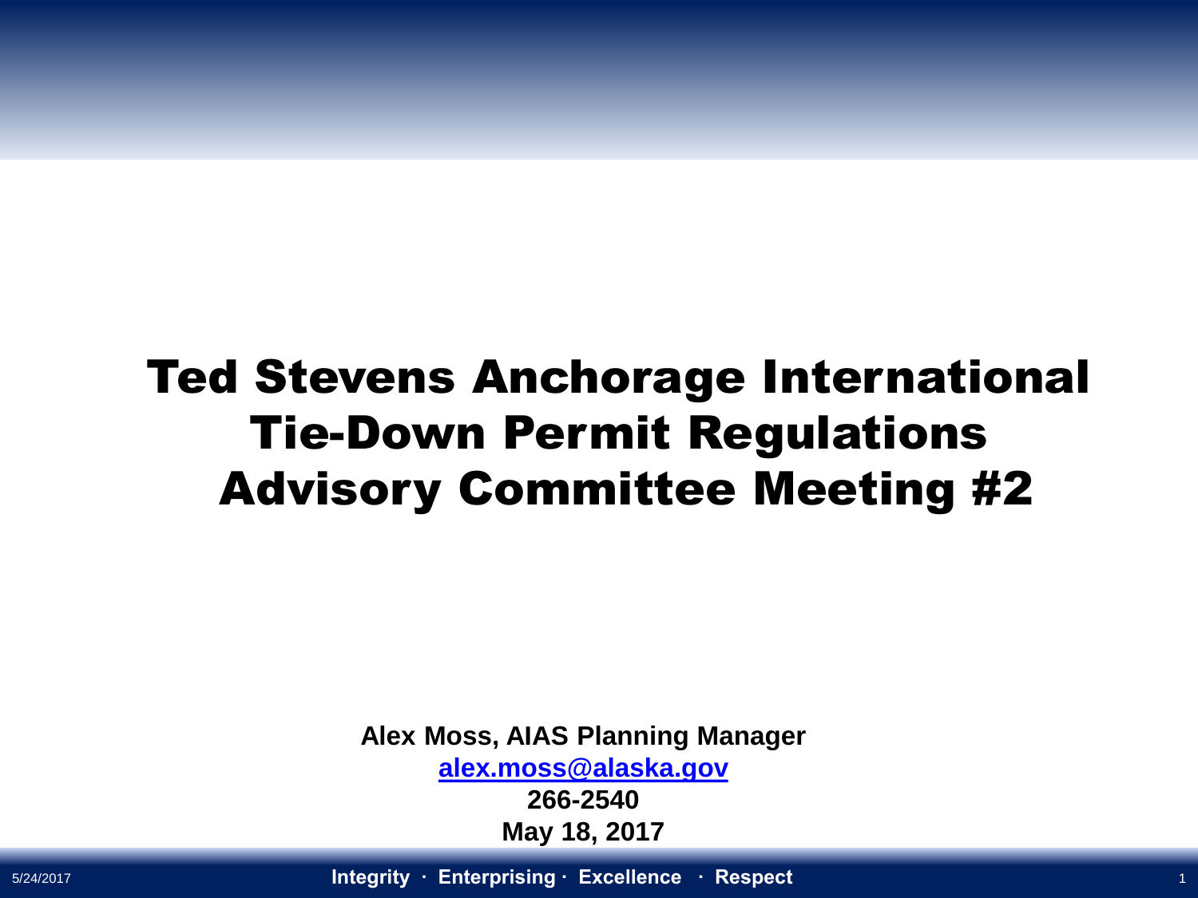# Ted Stevens Anchorage International Tie-Down Permit Regulations Advisory Committee Meeting #2

**Alex Moss, AIAS Planning Manager**

**alex.moss@alaska.gov**

**266-2540**

**May 18, 2017**

**Integrity · Enterprising · Excellence · Respect**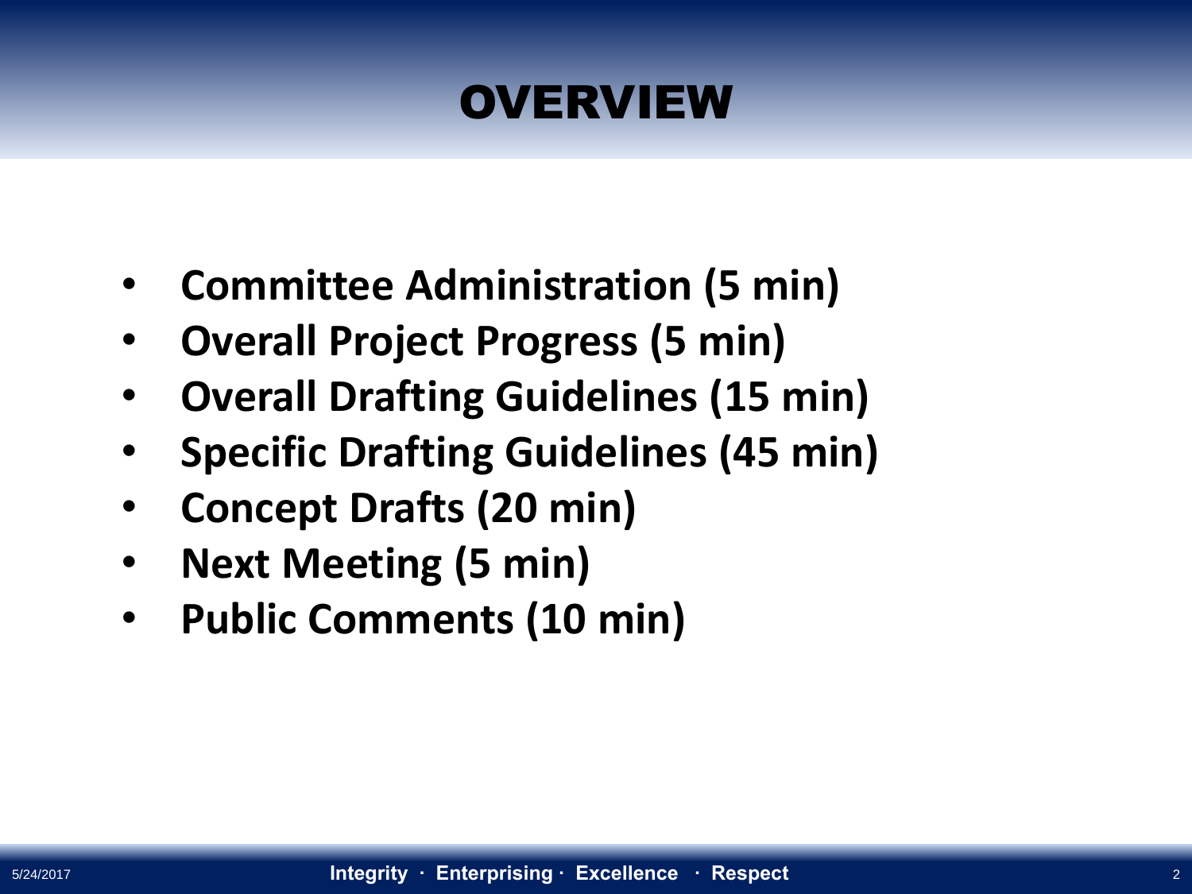# OVERVIEW

- **Committee Administration (5 min)**
- **Overall Project Progress (5 min)**
- **Overall Drafting Guidelines (15 min)**
- **Specific Drafting Guidelines (45 min)**
- **Concept Drafts (20 min)**
- **Next Meeting (5 min)**
- **Public Comments (10 min)**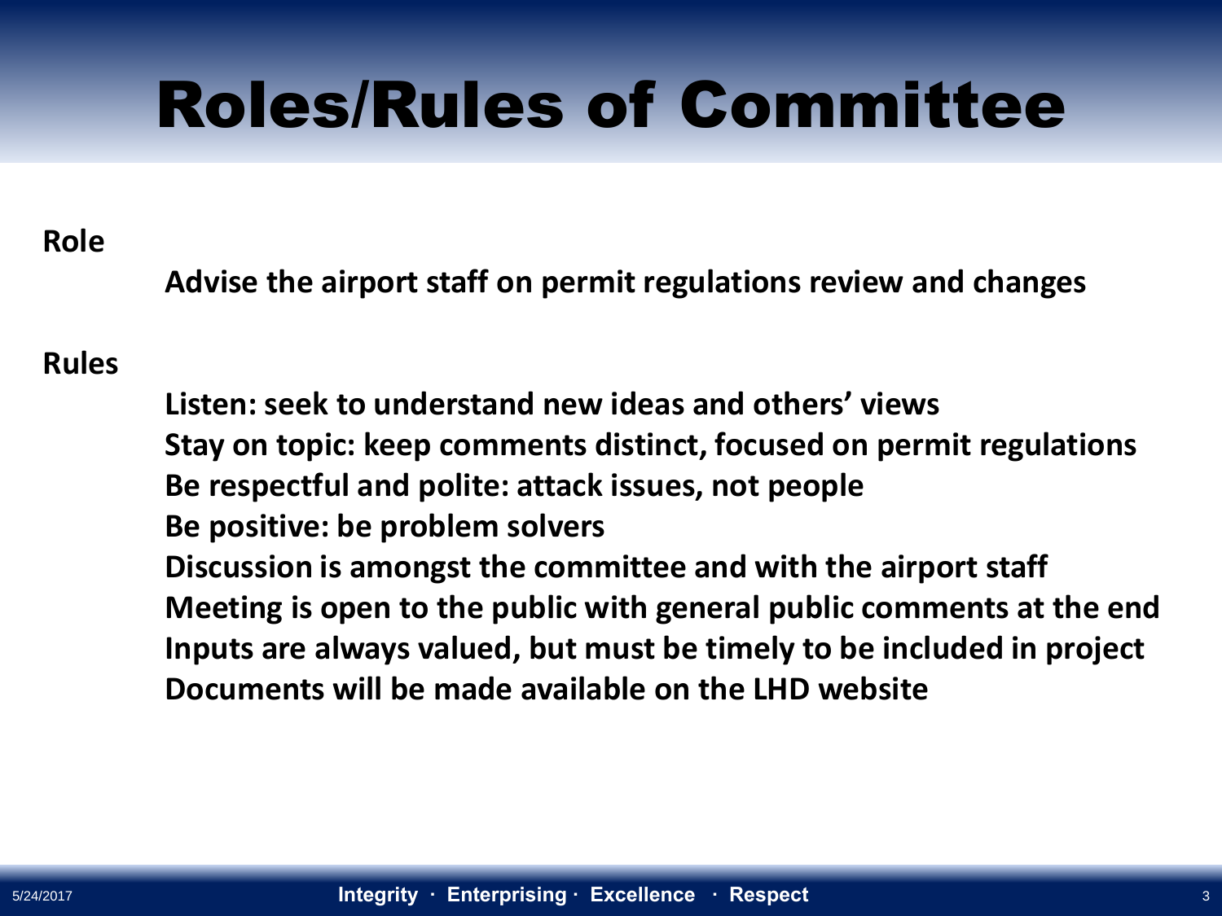# Roles/Rules of Committee

**Role**

**Advise the airport staff on permit regulations review and changes**

**Rules**

**Listen: seek to understand new ideas and others' views**
**Stay on topic: keep comments distinct, focused on permit regulations**
**Be respectful and polite: attack issues, not people**
**Be positive: be problem solvers**
**Discussion is amongst the committee and with the airport staff**
**Meeting is open to the public with general public comments at the end**
**Inputs are always valued, but must be timely to be included in project**
**Documents will be made available on the LHD website**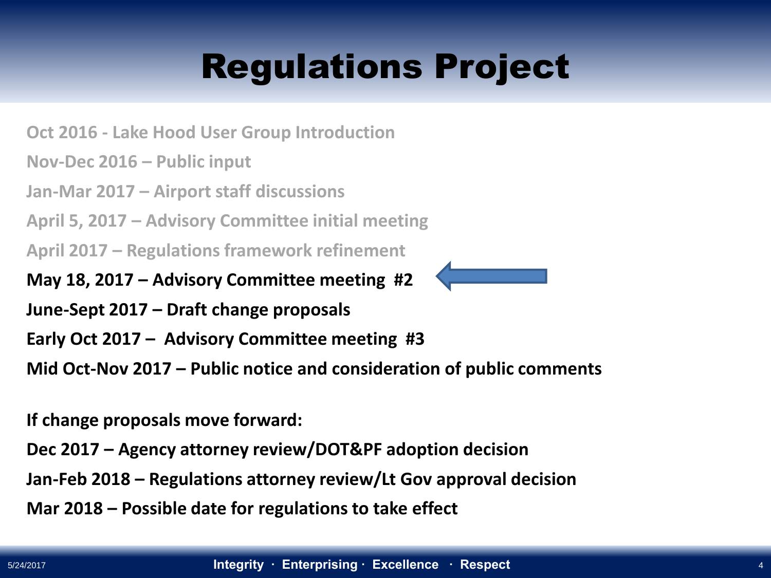# Regulations Project

Oct 2016 - Lake Hood User Group Introduction

Nov-Dec 2016 – Public input

Jan-Mar 2017 – Airport staff discussions

April 5, 2017 – Advisory Committee initial meeting

April 2017 – Regulations framework refinement

**May 18, 2017 – Advisory Committee meeting #2**

**June-Sept 2017 – Draft change proposals**

**Early Oct 2017 – Advisory Committee meeting #3**

**Mid Oct-Nov 2017 – Public notice and consideration of public comments**

**If change proposals move forward:**

**Dec 2017 – Agency attorney review/DOT&PF adoption decision**

**Jan-Feb 2018 – Regulations attorney review/Lt Gov approval decision**

**Mar 2018 – Possible date for regulations to take effect**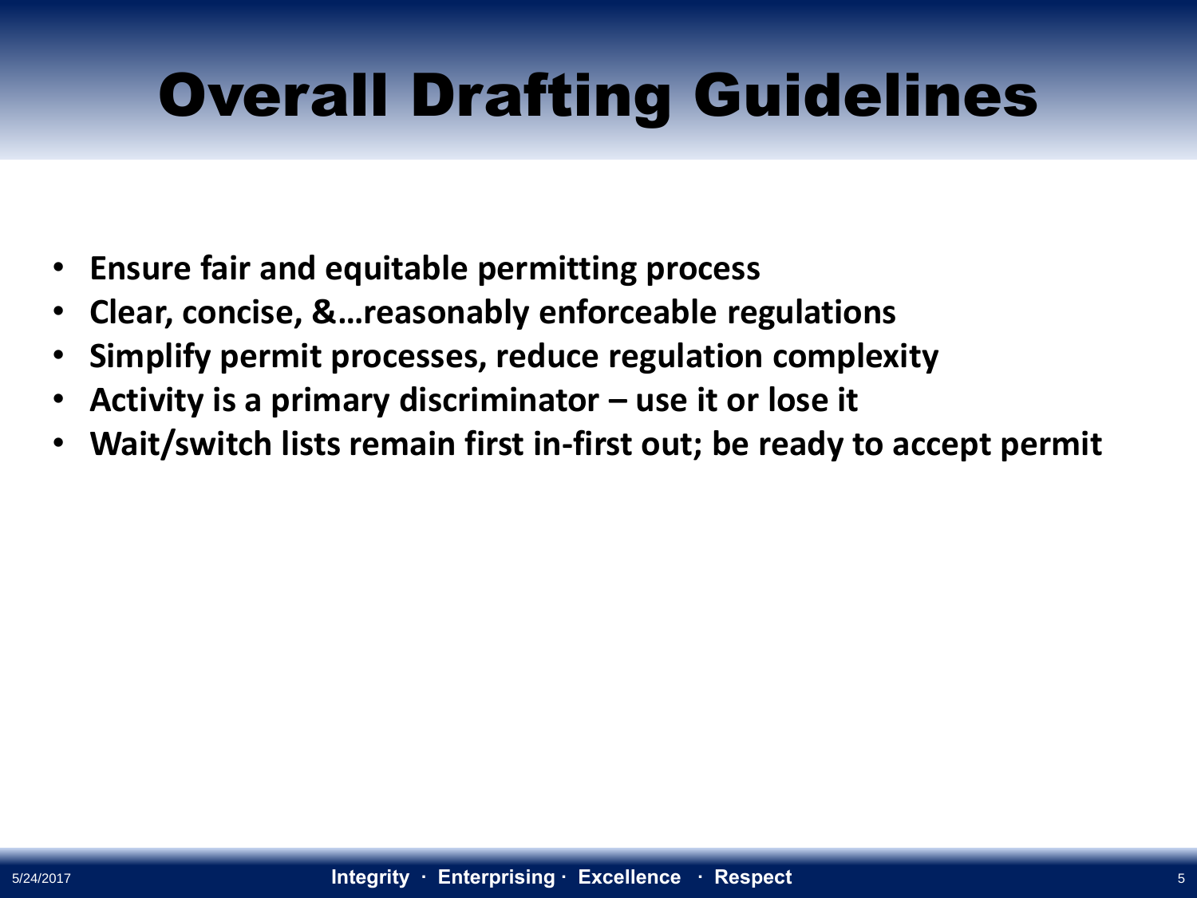# Overall Drafting Guidelines

- **Ensure fair and equitable permitting process**
- **Clear, concise, &…reasonably enforceable regulations**
- **Simplify permit processes, reduce regulation complexity**
- **Activity is a primary discriminator – use it or lose it**
- **Wait/switch lists remain first in-first out; be ready to accept permit**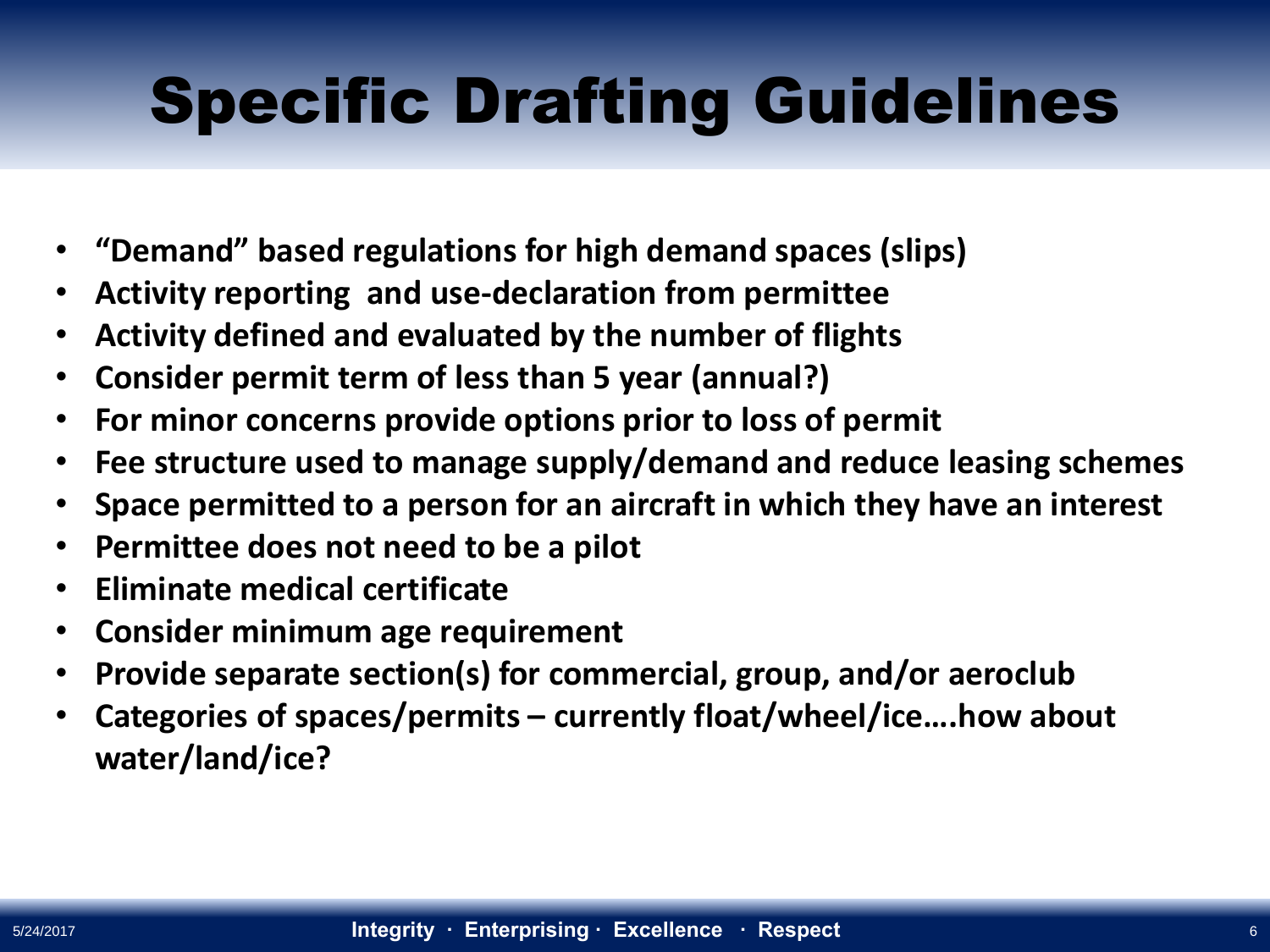# Specific Drafting Guidelines

- **"Demand" based regulations for high demand spaces (slips)**
- **Activity reporting  and use-declaration from permittee**
- **Activity defined and evaluated by the number of flights**
- **Consider permit term of less than 5 year (annual?)**
- **For minor concerns provide options prior to loss of permit**
- **Fee structure used to manage supply/demand and reduce leasing schemes**
- **Space permitted to a person for an aircraft in which they have an interest**
- **Permittee does not need to be a pilot**
- **Eliminate medical certificate**
- **Consider minimum age requirement**
- **Provide separate section(s) for commercial, group, and/or aeroclub**
- **Categories of spaces/permits – currently float/wheel/ice….how about water/land/ice?**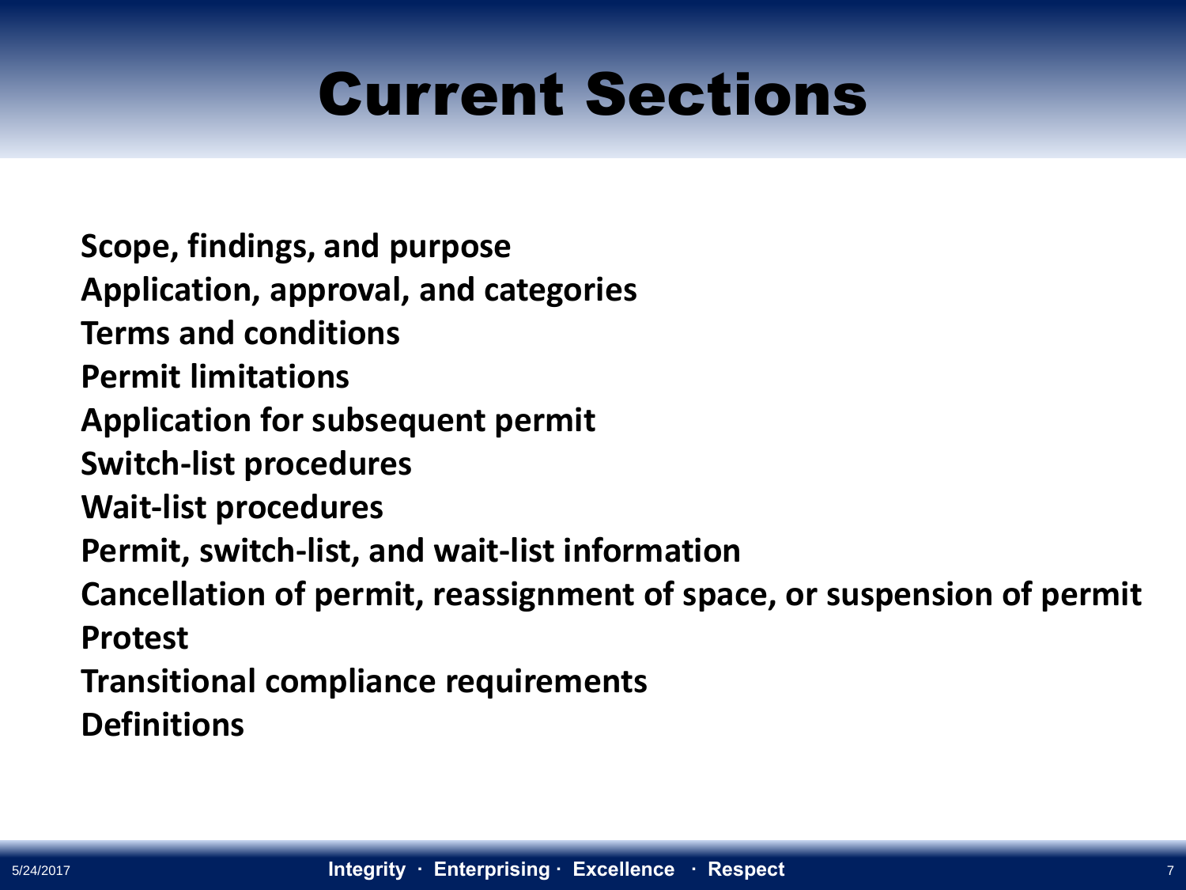# Current Sections

**Scope, findings, and purpose**
**Application, approval, and categories**
**Terms and conditions**
**Permit limitations**
**Application for subsequent permit**
**Switch-list procedures**
**Wait-list procedures**
**Permit, switch-list, and wait-list information**
**Cancellation of permit, reassignment of space, or suspension of permit**
**Protest**
**Transitional compliance requirements**
**Definitions**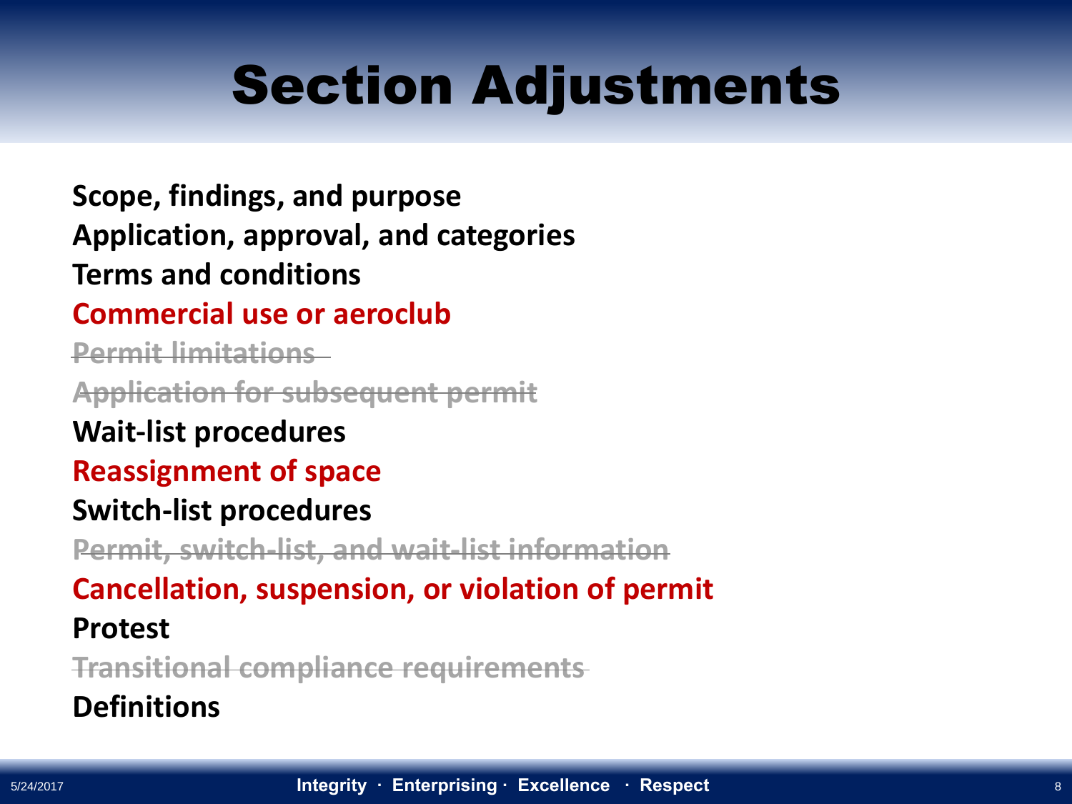# Section Adjustments

**Scope, findings, and purpose**

**Application, approval, and categories**

**Terms and conditions**

**Commercial use or aeroclub**

~~Permit limitations~~

~~Application for subsequent permit~~

**Wait-list procedures**

**Reassignment of space**

**Switch-list procedures**

~~Permit, switch-list, and wait-list information~~

**Cancellation, suspension, or violation of permit**

**Protest**

~~Transitional compliance requirements~~

**Definitions**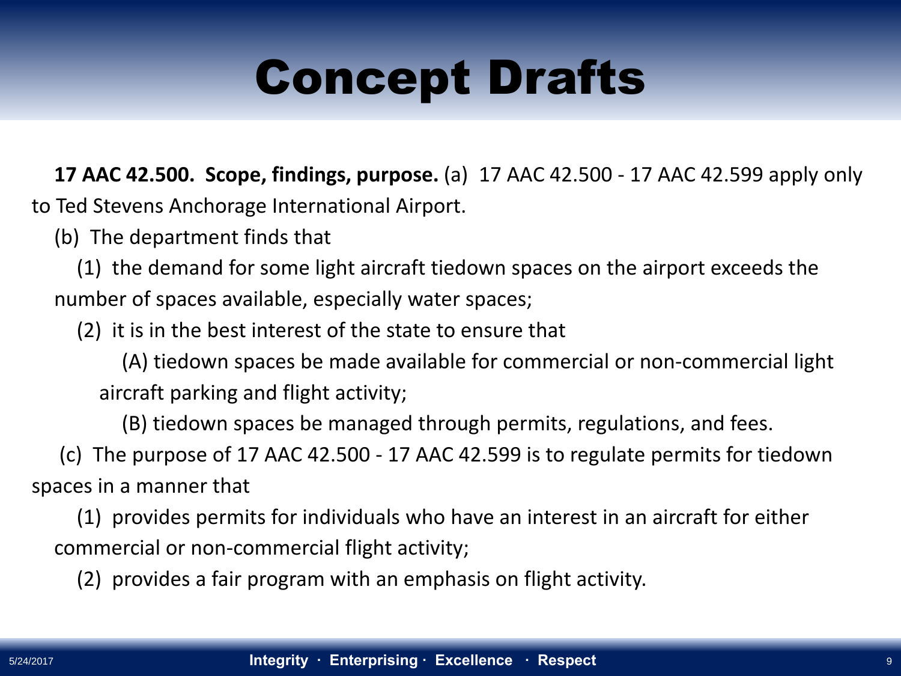# Concept Drafts

**17 AAC 42.500. Scope, findings, purpose.** (a) 17 AAC 42.500 - 17 AAC 42.599 apply only to Ted Stevens Anchorage International Airport.

(b) The department finds that

(1) the demand for some light aircraft tiedown spaces on the airport exceeds the number of spaces available, especially water spaces;

(2) it is in the best interest of the state to ensure that

(A) tiedown spaces be made available for commercial or non-commercial light aircraft parking and flight activity;

(B) tiedown spaces be managed through permits, regulations, and fees.

(c) The purpose of 17 AAC 42.500 - 17 AAC 42.599 is to regulate permits for tiedown spaces in a manner that

(1) provides permits for individuals who have an interest in an aircraft for either commercial or non-commercial flight activity;

(2) provides a fair program with an emphasis on flight activity.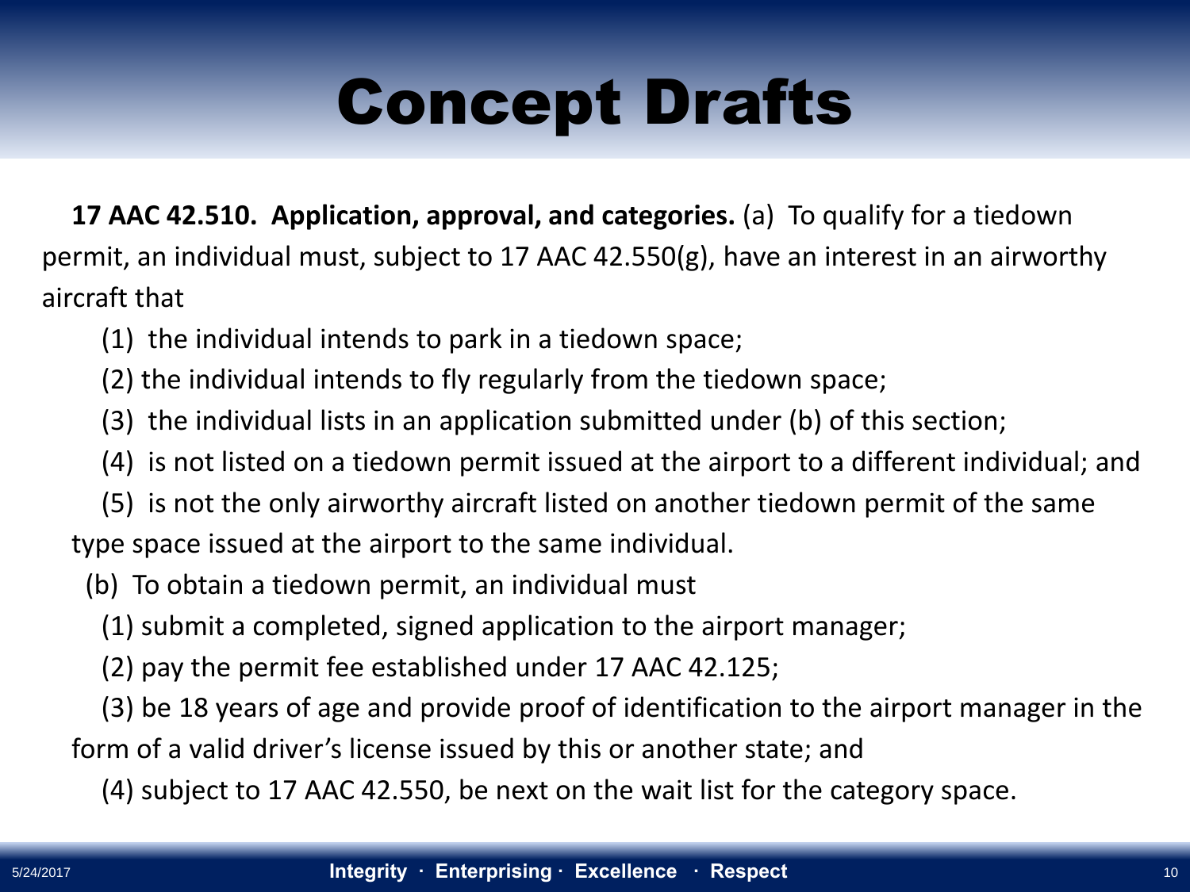# Concept Drafts

**17 AAC 42.510. Application, approval, and categories.** (a) To qualify for a tiedown permit, an individual must, subject to 17 AAC 42.550(g), have an interest in an airworthy aircraft that

(1) the individual intends to park in a tiedown space;

(2) the individual intends to fly regularly from the tiedown space;

(3) the individual lists in an application submitted under (b) of this section;

(4) is not listed on a tiedown permit issued at the airport to a different individual; and

(5) is not the only airworthy aircraft listed on another tiedown permit of the same type space issued at the airport to the same individual.

(b) To obtain a tiedown permit, an individual must

(1) submit a completed, signed application to the airport manager;

(2) pay the permit fee established under 17 AAC 42.125;

(3) be 18 years of age and provide proof of identification to the airport manager in the form of a valid driver's license issued by this or another state; and

(4) subject to 17 AAC 42.550, be next on the wait list for the category space.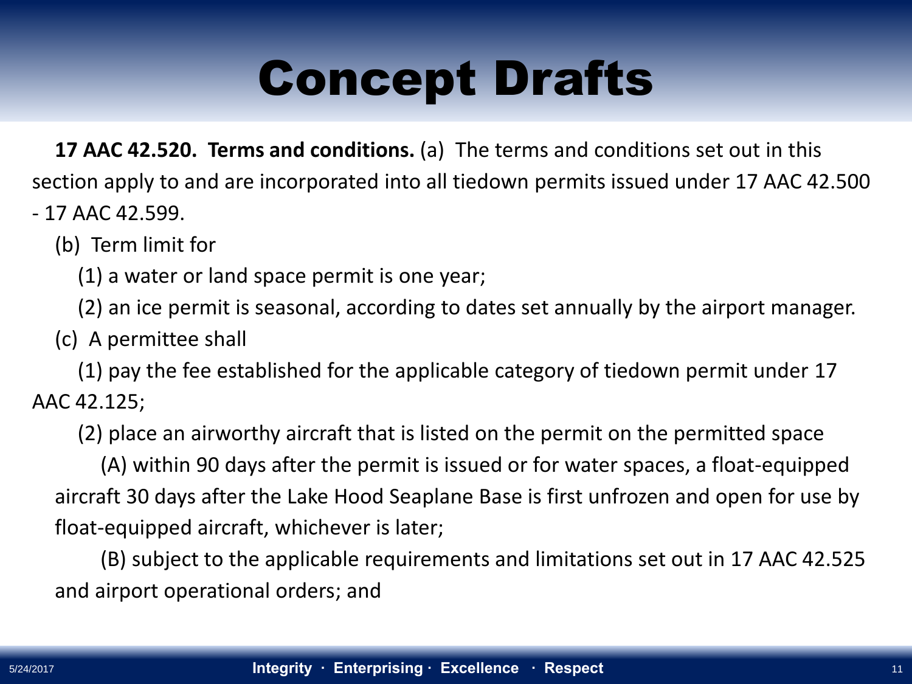# Concept Drafts

**17 AAC 42.520. Terms and conditions.** (a) The terms and conditions set out in this section apply to and are incorporated into all tiedown permits issued under 17 AAC 42.500 - 17 AAC 42.599.

(b) Term limit for

(1) a water or land space permit is one year;

(2) an ice permit is seasonal, according to dates set annually by the airport manager.

(c) A permittee shall

(1) pay the fee established for the applicable category of tiedown permit under 17 AAC 42.125;

(2) place an airworthy aircraft that is listed on the permit on the permitted space

(A) within 90 days after the permit is issued or for water spaces, a float-equipped aircraft 30 days after the Lake Hood Seaplane Base is first unfrozen and open for use by float-equipped aircraft, whichever is later;

(B) subject to the applicable requirements and limitations set out in 17 AAC 42.525 and airport operational orders; and

5/24/2017

**Integrity · Enterprising · Excellence · Respect**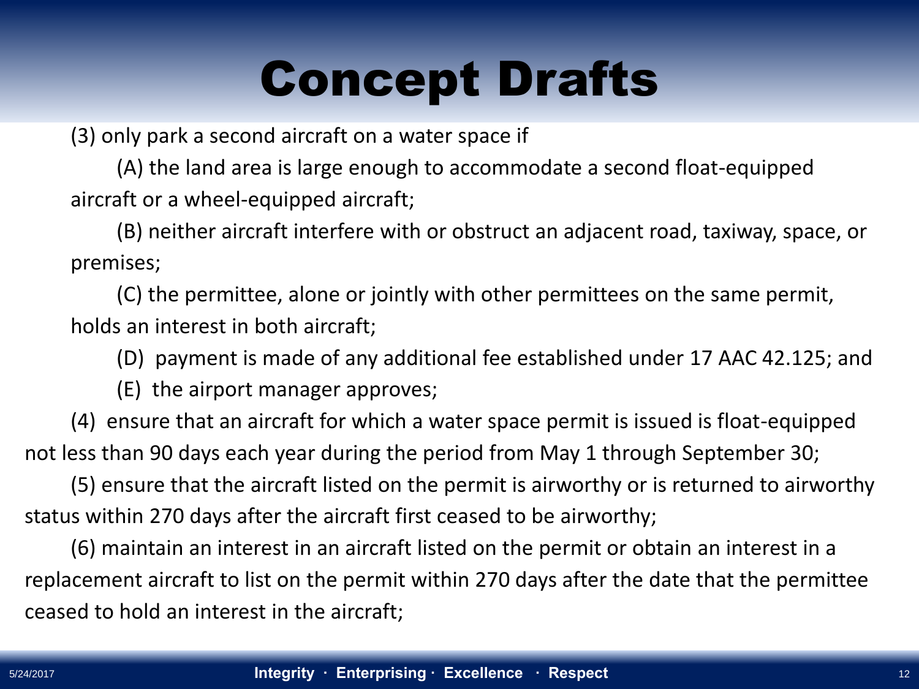# Concept Drafts

(3) only park a second aircraft on a water space if

(A) the land area is large enough to accommodate a second float-equipped aircraft or a wheel-equipped aircraft;

(B) neither aircraft interfere with or obstruct an adjacent road, taxiway, space, or premises;

(C) the permittee, alone or jointly with other permittees on the same permit, holds an interest in both aircraft;

(D) payment is made of any additional fee established under 17 AAC 42.125; and

(E) the airport manager approves;

(4) ensure that an aircraft for which a water space permit is issued is float-equipped not less than 90 days each year during the period from May 1 through September 30;

(5) ensure that the aircraft listed on the permit is airworthy or is returned to airworthy status within 270 days after the aircraft first ceased to be airworthy;

(6) maintain an interest in an aircraft listed on the permit or obtain an interest in a replacement aircraft to list on the permit within 270 days after the date that the permittee ceased to hold an interest in the aircraft;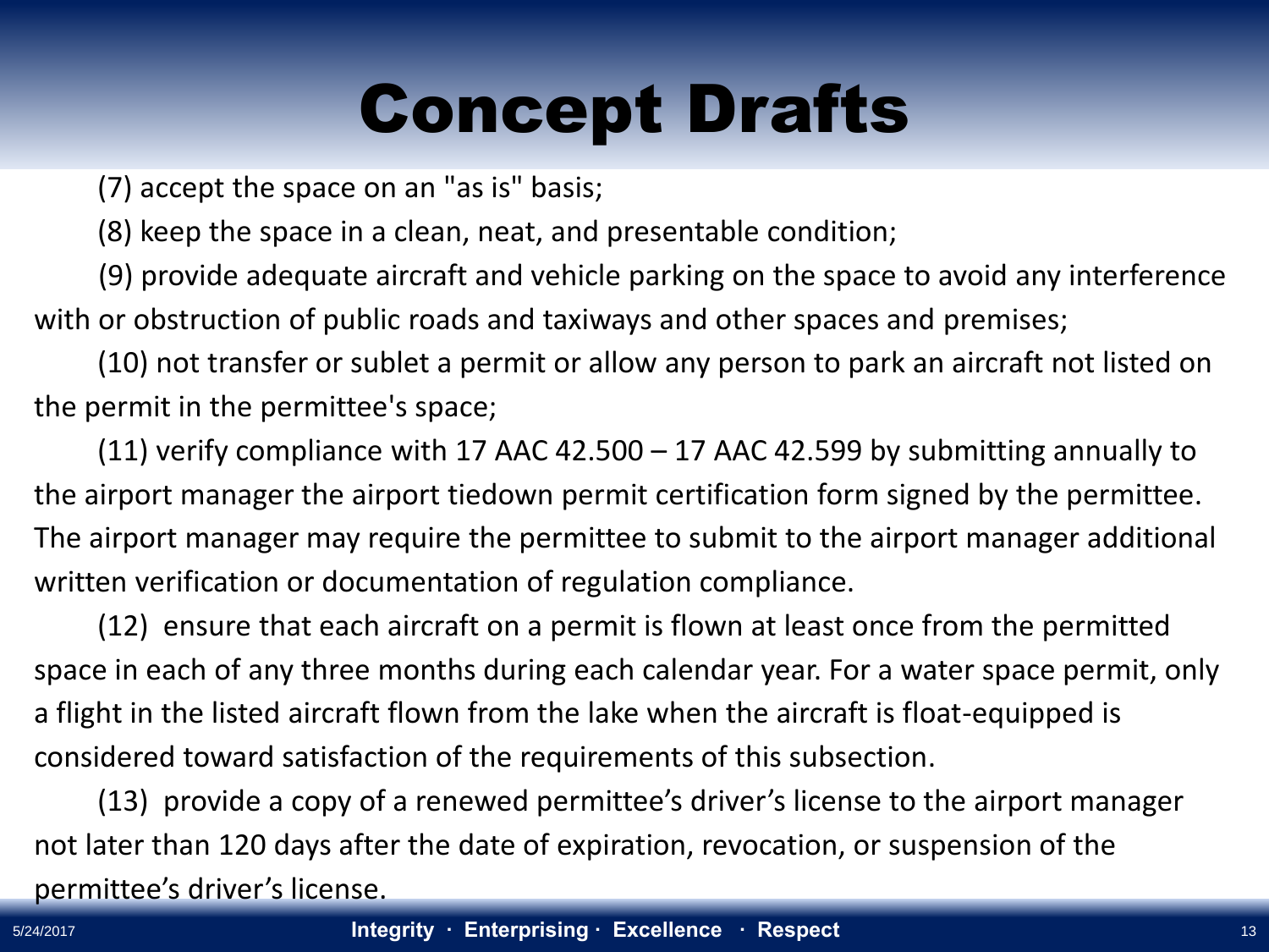# Concept Drafts

(7) accept the space on an "as is" basis;

(8) keep the space in a clean, neat, and presentable condition;

(9) provide adequate aircraft and vehicle parking on the space to avoid any interference with or obstruction of public roads and taxiways and other spaces and premises;

(10) not transfer or sublet a permit or allow any person to park an aircraft not listed on the permit in the permittee's space;

(11) verify compliance with 17 AAC 42.500 – 17 AAC 42.599 by submitting annually to the airport manager the airport tiedown permit certification form signed by the permittee. The airport manager may require the permittee to submit to the airport manager additional written verification or documentation of regulation compliance.

(12) ensure that each aircraft on a permit is flown at least once from the permitted space in each of any three months during each calendar year. For a water space permit, only a flight in the listed aircraft flown from the lake when the aircraft is float-equipped is considered toward satisfaction of the requirements of this subsection.

(13) provide a copy of a renewed permittee's driver's license to the airport manager not later than 120 days after the date of expiration, revocation, or suspension of the permittee's driver's license.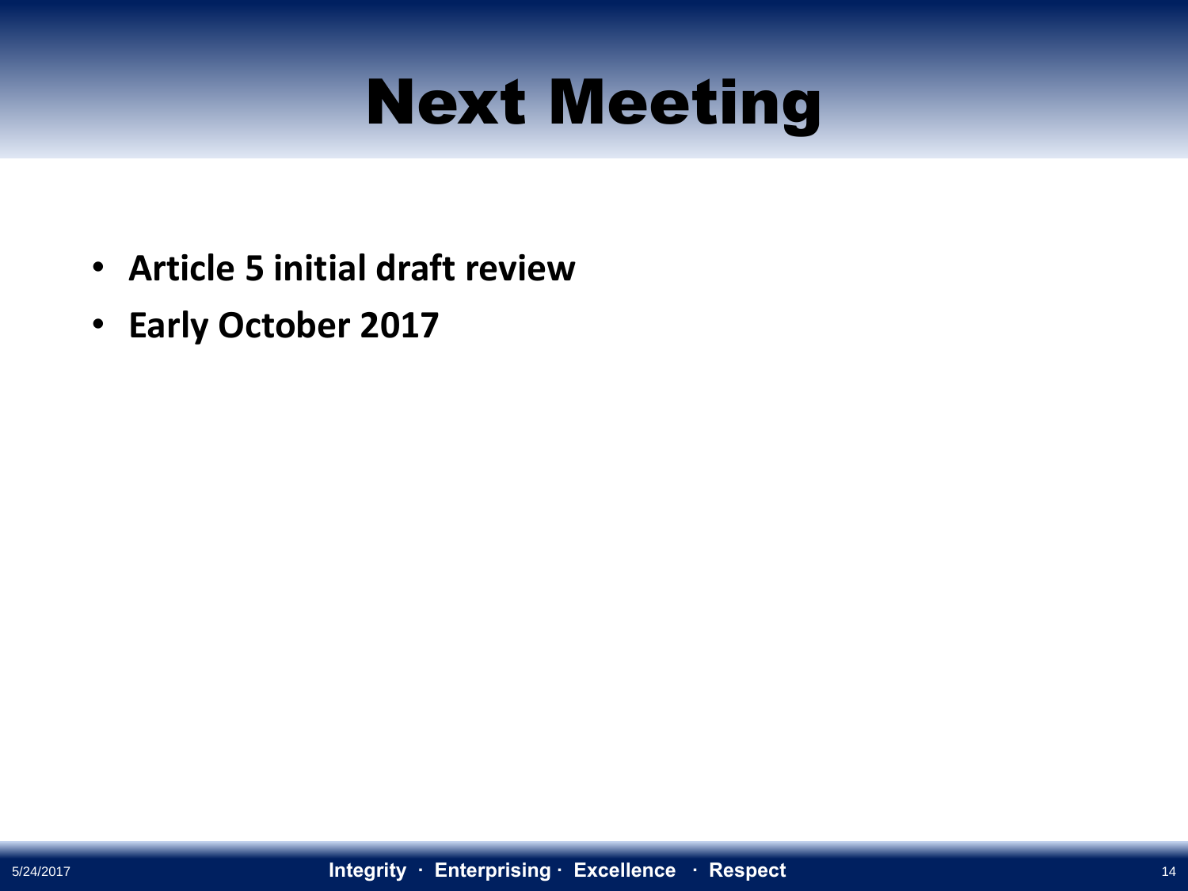# Next Meeting

- **Article 5 initial draft review**
- **Early October 2017**